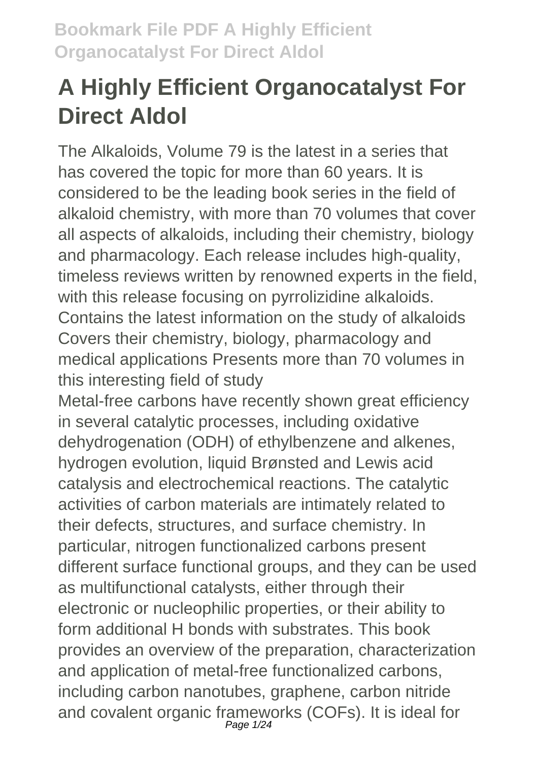# A Highly Efficient Organocatalyst For Direct Aldol

The Alkaloids, Volume 79 is the latest in a series that has covered the topic for more than 60 years. It is considered to be the leading book series in the field of alkaloid chemistry, with more than 70 volumes that cover all aspects of alkaloids, including their chemistry, biology and pharmacology. Each release includes high-quality, timeless reviews written by renowned experts in the field, with this release focusing on pyrrolizidine alkaloids. Contains the latest information on the study of alkaloids Covers their chemistry, biology, pharmacology and medical applications Presents more than 70 volumes in this interesting field of study

Metal-free carbons have recently shown great efficiency in several catalytic processes, including oxidative dehydrogenation (ODH) of ethylbenzene and alkenes, hydrogen evolution, liquid Brønsted and Lewis acid catalysis and electrochemical reactions. The catalytic activities of carbon materials are intimately related to their defects, structures, and surface chemistry. In particular, nitrogen functionalized carbons present different surface functional groups, and they can be used as multifunctional catalysts, either through their electronic or nucleophilic properties, or their ability to form additional H bonds with substrates. This book provides an overview of the preparation, characterization and application of metal-free functionalized carbons, including carbon nanotubes, graphene, carbon nitride and covalent organic frameworks (COFs). It is ideal for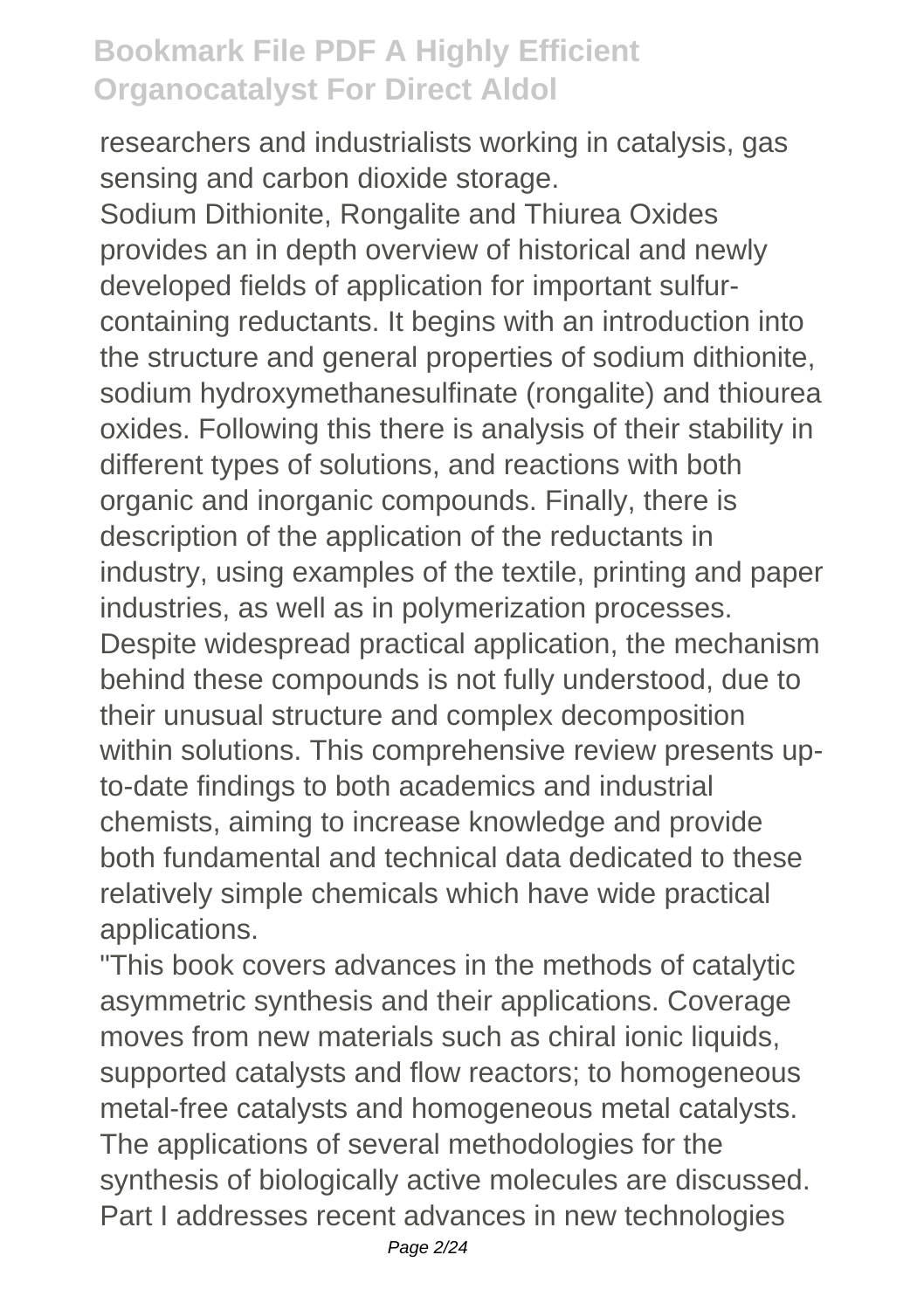researchers and industrialists working in catalysis, gas sensing and carbon dioxide storage.

Sodium Dithionite, Rongalite and Thiurea Oxides provides an in depth overview of historical and newly developed fields of application for important sulfur-containing reductants. It begins with an introduction into the structure and general properties of sodium dithionite, sodium hydroxymethanesulfinate (rongalite) and thiourea oxides. Following this there is analysis of their stability in different types of solutions, and reactions with both organic and inorganic compounds. Finally, there is description of the application of the reductants in industry, using examples of the textile, printing and paper industries, as well as in polymerization processes. Despite widespread practical application, the mechanism behind these compounds is not fully understood, due to their unusual structure and complex decomposition within solutions. This comprehensive review presents up-to-date findings to both academics and industrial chemists, aiming to increase knowledge and provide both fundamental and technical data dedicated to these relatively simple chemicals which have wide practical applications.

"This book covers advances in the methods of catalytic asymmetric synthesis and their applications. Coverage moves from new materials such as chiral ionic liquids, supported catalysts and flow reactors; to homogeneous metal-free catalysts and homogeneous metal catalysts. The applications of several methodologies for the synthesis of biologically active molecules are discussed. Part I addresses recent advances in new technologies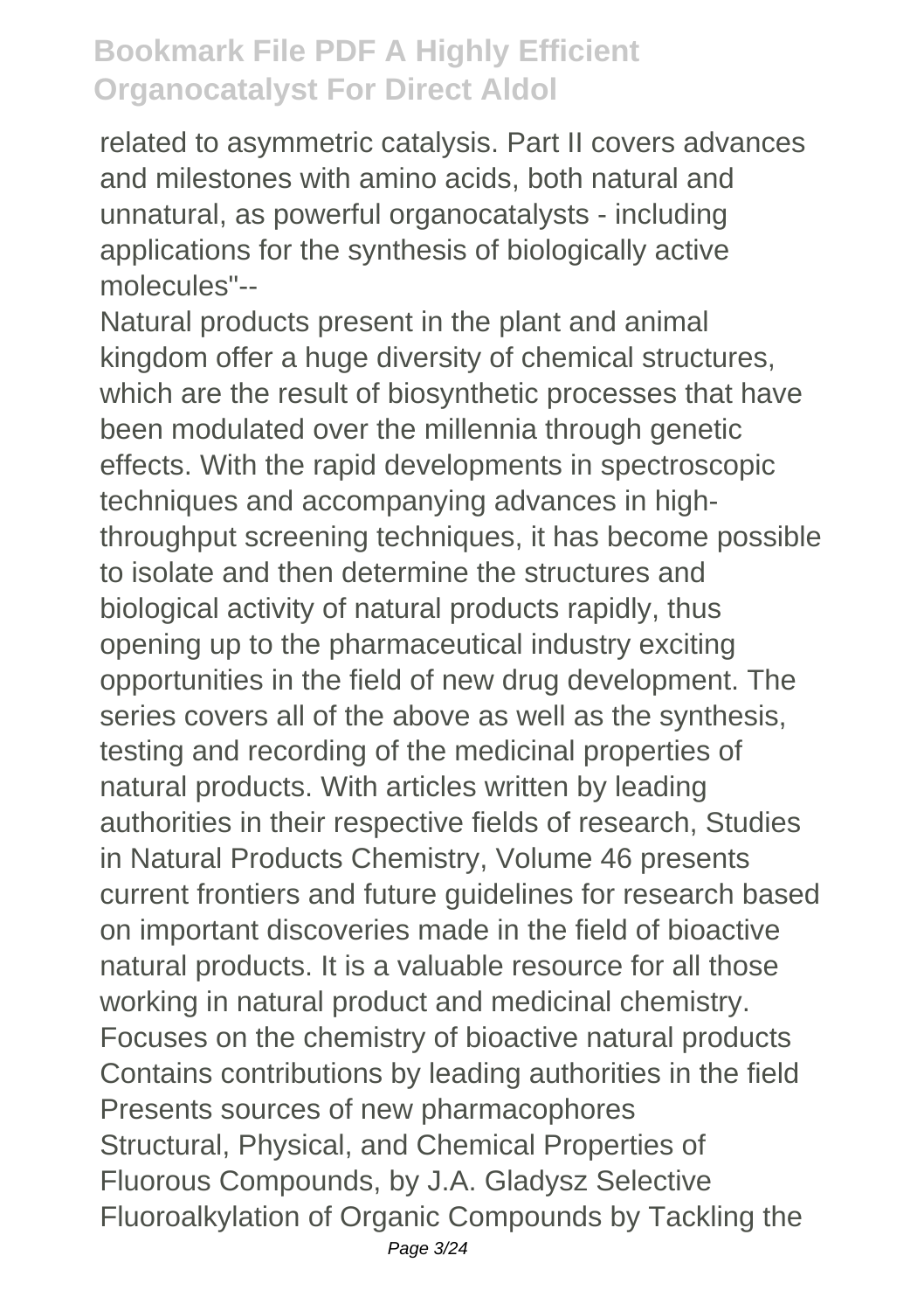related to asymmetric catalysis. Part II covers advances and milestones with amino acids, both natural and unnatural, as powerful organocatalysts - including applications for the synthesis of biologically active molecules"--

Natural products present in the plant and animal kingdom offer a huge diversity of chemical structures, which are the result of biosynthetic processes that have been modulated over the millennia through genetic effects. With the rapid developments in spectroscopic techniques and accompanying advances in high-throughput screening techniques, it has become possible to isolate and then determine the structures and biological activity of natural products rapidly, thus opening up to the pharmaceutical industry exciting opportunities in the field of new drug development. The series covers all of the above as well as the synthesis, testing and recording of the medicinal properties of natural products. With articles written by leading authorities in their respective fields of research, Studies in Natural Products Chemistry, Volume 46 presents current frontiers and future guidelines for research based on important discoveries made in the field of bioactive natural products. It is a valuable resource for all those working in natural product and medicinal chemistry.
Focuses on the chemistry of bioactive natural products
Contains contributions by leading authorities in the field
Presents sources of new pharmacophores
Structural, Physical, and Chemical Properties of Fluorous Compounds, by J.A. Gladysz Selective Fluoroalkylation of Organic Compounds by Tackling the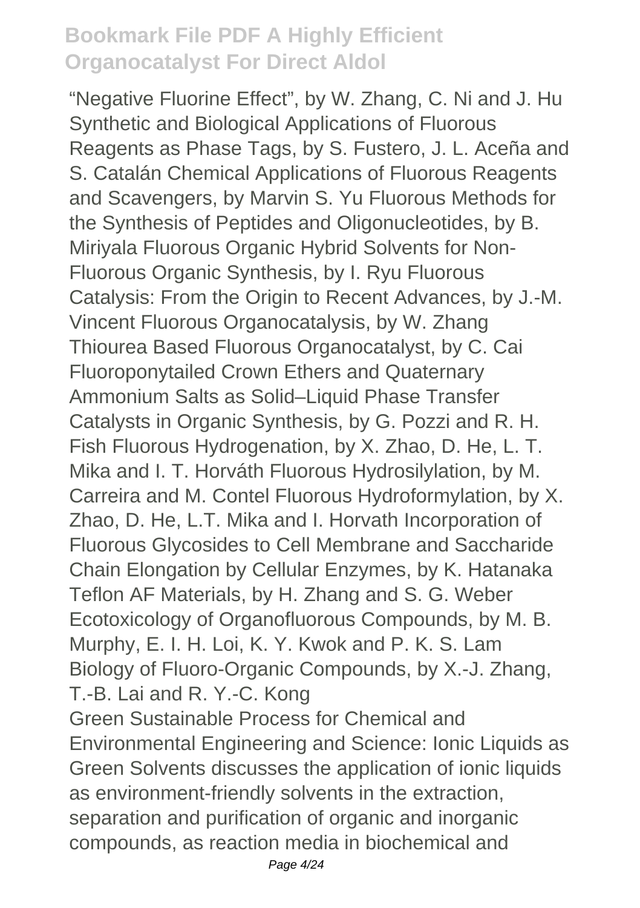"Negative Fluorine Effect", by W. Zhang, C. Ni and J. Hu Synthetic and Biological Applications of Fluorous Reagents as Phase Tags, by S. Fustero, J. L. Aceña and S. Catalán Chemical Applications of Fluorous Reagents and Scavengers, by Marvin S. Yu Fluorous Methods for the Synthesis of Peptides and Oligonucleotides, by B. Miriyala Fluorous Organic Hybrid Solvents for Non-Fluorous Organic Synthesis, by I. Ryu Fluorous Catalysis: From the Origin to Recent Advances, by J.-M. Vincent Fluorous Organocatalysis, by W. Zhang Thiourea Based Fluorous Organocatalyst, by C. Cai Fluoroponytailed Crown Ethers and Quaternary Ammonium Salts as Solid–Liquid Phase Transfer Catalysts in Organic Synthesis, by G. Pozzi and R. H. Fish Fluorous Hydrogenation, by X. Zhao, D. He, L. T. Mika and I. T. Horváth Fluorous Hydrosilylation, by M. Carreira and M. Contel Fluorous Hydroformylation, by X. Zhao, D. He, L.T. Mika and I. Horvath Incorporation of Fluorous Glycosides to Cell Membrane and Saccharide Chain Elongation by Cellular Enzymes, by K. Hatanaka Teflon AF Materials, by H. Zhang and S. G. Weber Ecotoxicology of Organofluorous Compounds, by M. B. Murphy, E. I. H. Loi, K. Y. Kwok and P. K. S. Lam Biology of Fluoro-Organic Compounds, by X.-J. Zhang, T.-B. Lai and R. Y.-C. Kong

Green Sustainable Process for Chemical and Environmental Engineering and Science: Ionic Liquids as Green Solvents discusses the application of ionic liquids as environment-friendly solvents in the extraction, separation and purification of organic and inorganic compounds, as reaction media in biochemical and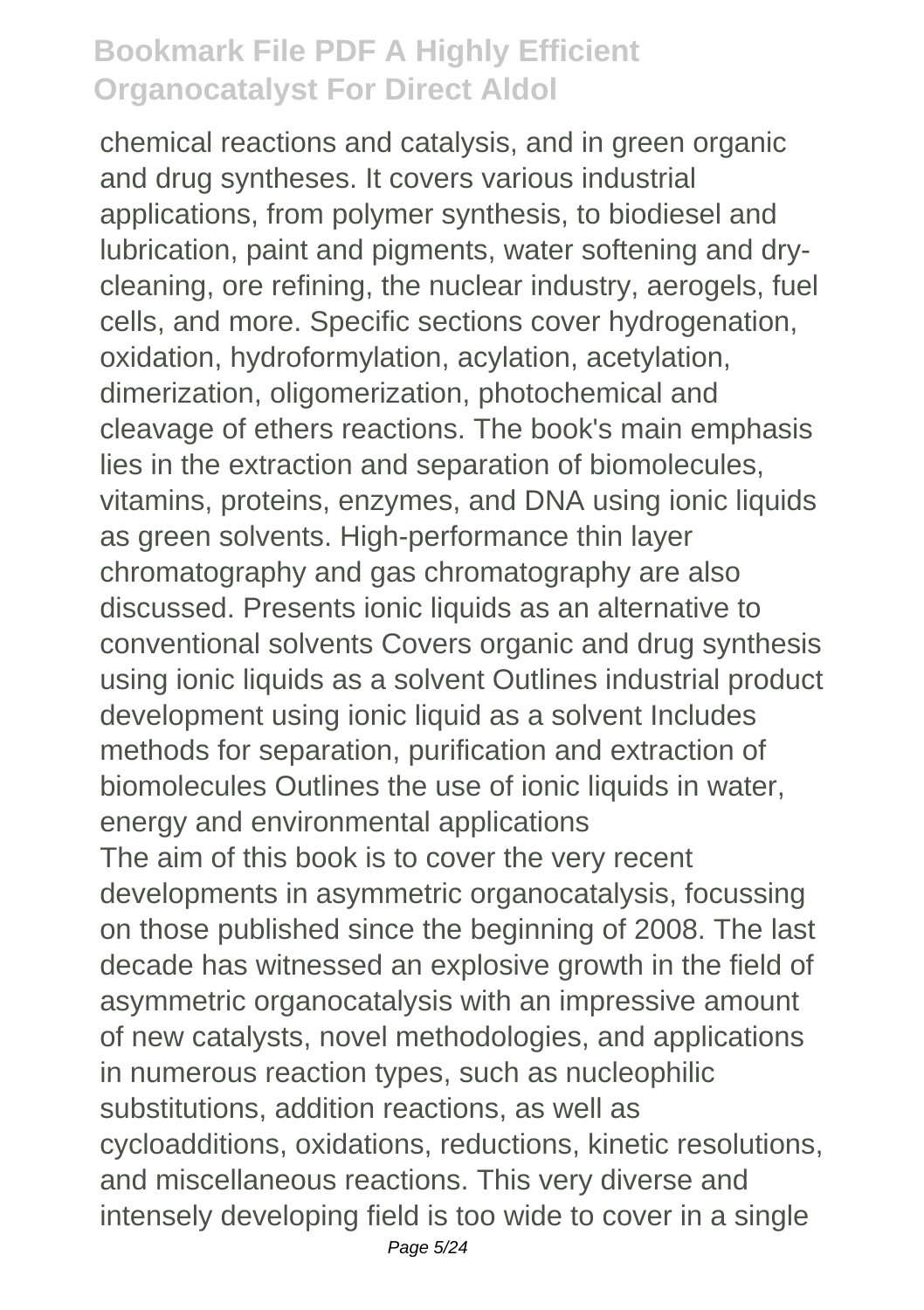chemical reactions and catalysis, and in green organic and drug syntheses. It covers various industrial applications, from polymer synthesis, to biodiesel and lubrication, paint and pigments, water softening and dry-cleaning, ore refining, the nuclear industry, aerogels, fuel cells, and more. Specific sections cover hydrogenation, oxidation, hydroformylation, acylation, acetylation, dimerization, oligomerization, photochemical and cleavage of ethers reactions. The book's main emphasis lies in the extraction and separation of biomolecules, vitamins, proteins, enzymes, and DNA using ionic liquids as green solvents. High-performance thin layer chromatography and gas chromatography are also discussed. Presents ionic liquids as an alternative to conventional solvents Covers organic and drug synthesis using ionic liquids as a solvent Outlines industrial product development using ionic liquid as a solvent Includes methods for separation, purification and extraction of biomolecules Outlines the use of ionic liquids in water, energy and environmental applications

The aim of this book is to cover the very recent developments in asymmetric organocatalysis, focussing on those published since the beginning of 2008. The last decade has witnessed an explosive growth in the field of asymmetric organocatalysis with an impressive amount of new catalysts, novel methodologies, and applications in numerous reaction types, such as nucleophilic substitutions, addition reactions, as well as cycloadditions, oxidations, reductions, kinetic resolutions, and miscellaneous reactions. This very diverse and intensely developing field is too wide to cover in a single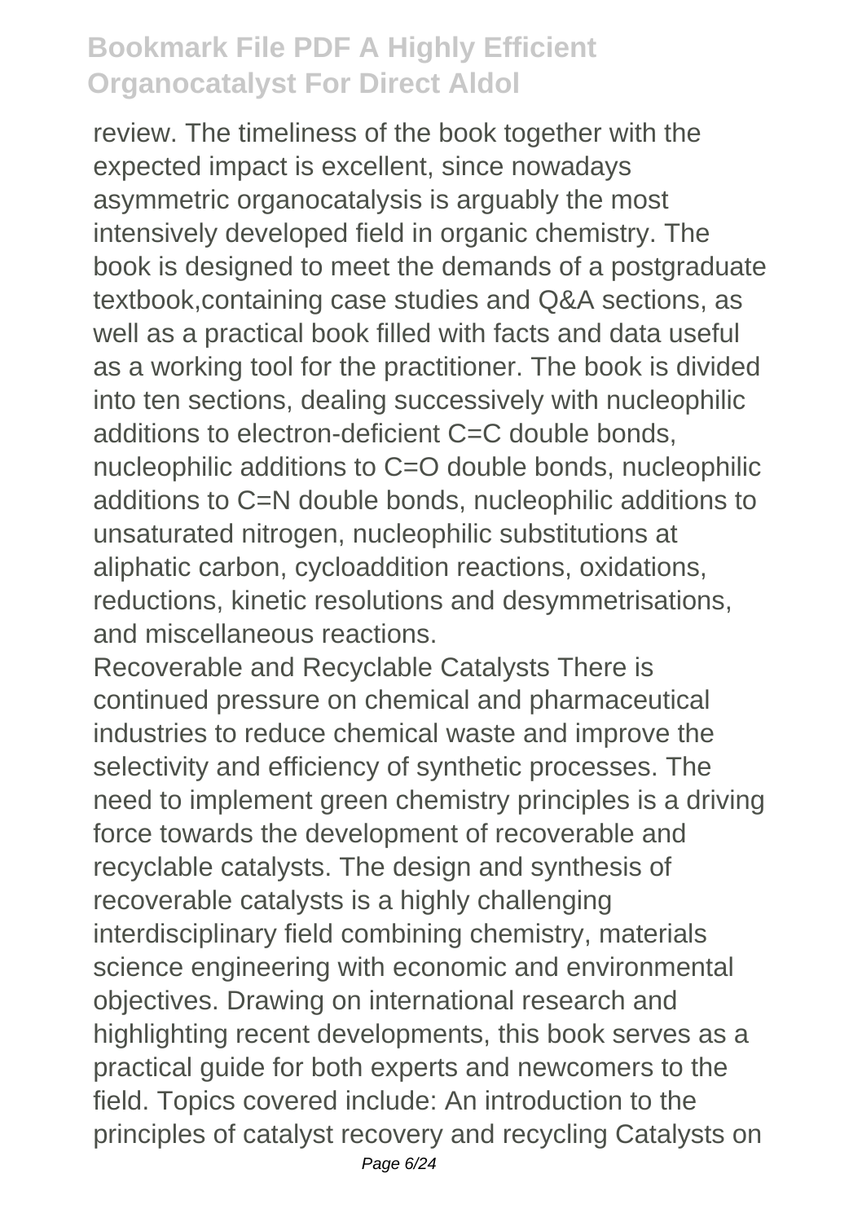review. The timeliness of the book together with the expected impact is excellent, since nowadays asymmetric organocatalysis is arguably the most intensively developed field in organic chemistry. The book is designed to meet the demands of a postgraduate textbook,containing case studies and Q&A sections, as well as a practical book filled with facts and data useful as a working tool for the practitioner. The book is divided into ten sections, dealing successively with nucleophilic additions to electron-deficient C=C double bonds, nucleophilic additions to C=O double bonds, nucleophilic additions to C=N double bonds, nucleophilic additions to unsaturated nitrogen, nucleophilic substitutions at aliphatic carbon, cycloaddition reactions, oxidations, reductions, kinetic resolutions and desymmetrisations, and miscellaneous reactions.

Recoverable and Recyclable Catalysts There is continued pressure on chemical and pharmaceutical industries to reduce chemical waste and improve the selectivity and efficiency of synthetic processes. The need to implement green chemistry principles is a driving force towards the development of recoverable and recyclable catalysts. The design and synthesis of recoverable catalysts is a highly challenging interdisciplinary field combining chemistry, materials science engineering with economic and environmental objectives. Drawing on international research and highlighting recent developments, this book serves as a practical guide for both experts and newcomers to the field. Topics covered include: An introduction to the principles of catalyst recovery and recycling Catalysts on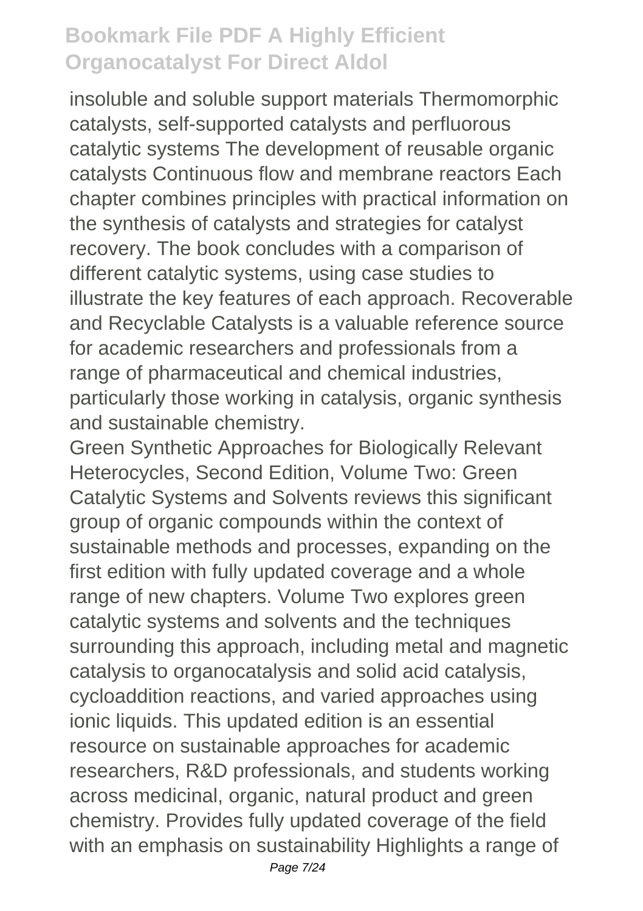insoluble and soluble support materials Thermomorphic catalysts, self-supported catalysts and perfluorous catalytic systems The development of reusable organic catalysts Continuous flow and membrane reactors Each chapter combines principles with practical information on the synthesis of catalysts and strategies for catalyst recovery. The book concludes with a comparison of different catalytic systems, using case studies to illustrate the key features of each approach. Recoverable and Recyclable Catalysts is a valuable reference source for academic researchers and professionals from a range of pharmaceutical and chemical industries, particularly those working in catalysis, organic synthesis and sustainable chemistry.

Green Synthetic Approaches for Biologically Relevant Heterocycles, Second Edition, Volume Two: Green Catalytic Systems and Solvents reviews this significant group of organic compounds within the context of sustainable methods and processes, expanding on the first edition with fully updated coverage and a whole range of new chapters. Volume Two explores green catalytic systems and solvents and the techniques surrounding this approach, including metal and magnetic catalysis to organocatalysis and solid acid catalysis, cycloaddition reactions, and varied approaches using ionic liquids. This updated edition is an essential resource on sustainable approaches for academic researchers, R&D professionals, and students working across medicinal, organic, natural product and green chemistry. Provides fully updated coverage of the field with an emphasis on sustainability Highlights a range of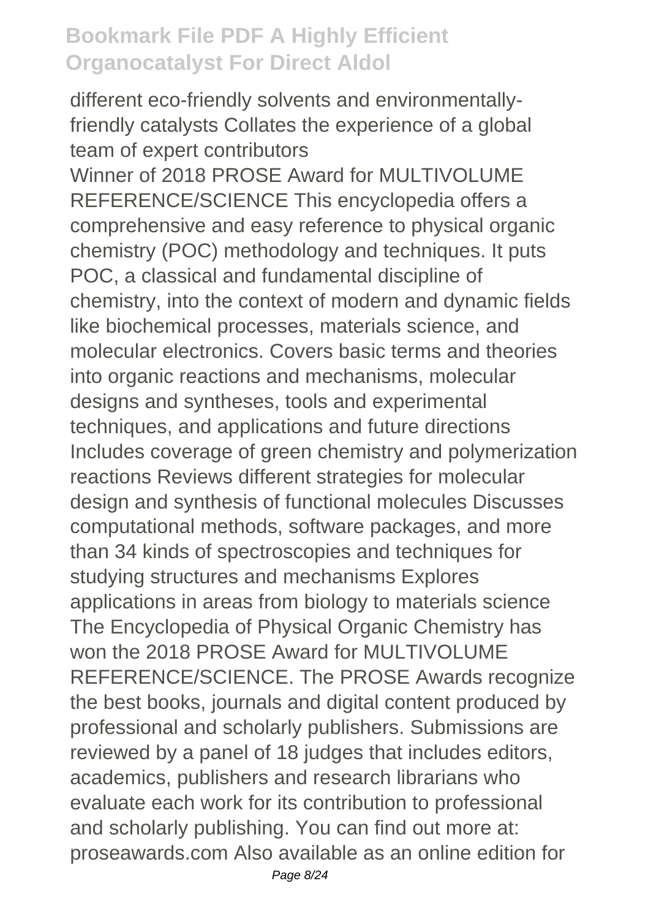different eco-friendly solvents and environmentally-friendly catalysts Collates the experience of a global team of expert contributors

Winner of 2018 PROSE Award for MULTIVOLUME REFERENCE/SCIENCE This encyclopedia offers a comprehensive and easy reference to physical organic chemistry (POC) methodology and techniques. It puts POC, a classical and fundamental discipline of chemistry, into the context of modern and dynamic fields like biochemical processes, materials science, and molecular electronics. Covers basic terms and theories into organic reactions and mechanisms, molecular designs and syntheses, tools and experimental techniques, and applications and future directions Includes coverage of green chemistry and polymerization reactions Reviews different strategies for molecular design and synthesis of functional molecules Discusses computational methods, software packages, and more than 34 kinds of spectroscopies and techniques for studying structures and mechanisms Explores applications in areas from biology to materials science The Encyclopedia of Physical Organic Chemistry has won the 2018 PROSE Award for MULTIVOLUME REFERENCE/SCIENCE. The PROSE Awards recognize the best books, journals and digital content produced by professional and scholarly publishers. Submissions are reviewed by a panel of 18 judges that includes editors, academics, publishers and research librarians who evaluate each work for its contribution to professional and scholarly publishing. You can find out more at: proseawards.com Also available as an online edition for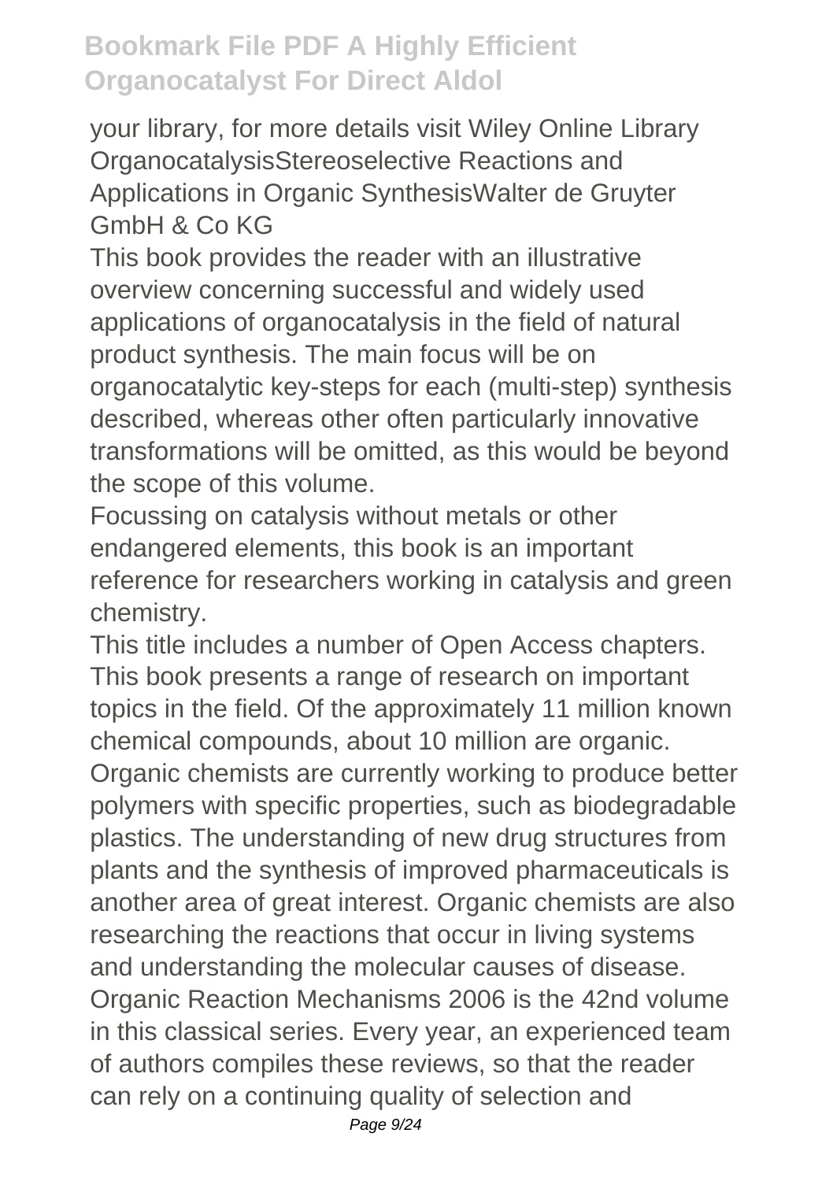your library, for more details visit Wiley Online Library OrganocatalysisStereoselective Reactions and Applications in Organic SynthesisWalter de Gruyter GmbH & Co KG

This book provides the reader with an illustrative overview concerning successful and widely used applications of organocatalysis in the field of natural product synthesis. The main focus will be on organocatalytic key-steps for each (multi-step) synthesis described, whereas other often particularly innovative transformations will be omitted, as this would be beyond the scope of this volume.

Focussing on catalysis without metals or other endangered elements, this book is an important reference for researchers working in catalysis and green chemistry.

This title includes a number of Open Access chapters. This book presents a range of research on important topics in the field. Of the approximately 11 million known chemical compounds, about 10 million are organic. Organic chemists are currently working to produce better polymers with specific properties, such as biodegradable plastics. The understanding of new drug structures from plants and the synthesis of improved pharmaceuticals is another area of great interest. Organic chemists are also researching the reactions that occur in living systems and understanding the molecular causes of disease.

Organic Reaction Mechanisms 2006 is the 42nd volume in this classical series. Every year, an experienced team of authors compiles these reviews, so that the reader can rely on a continuing quality of selection and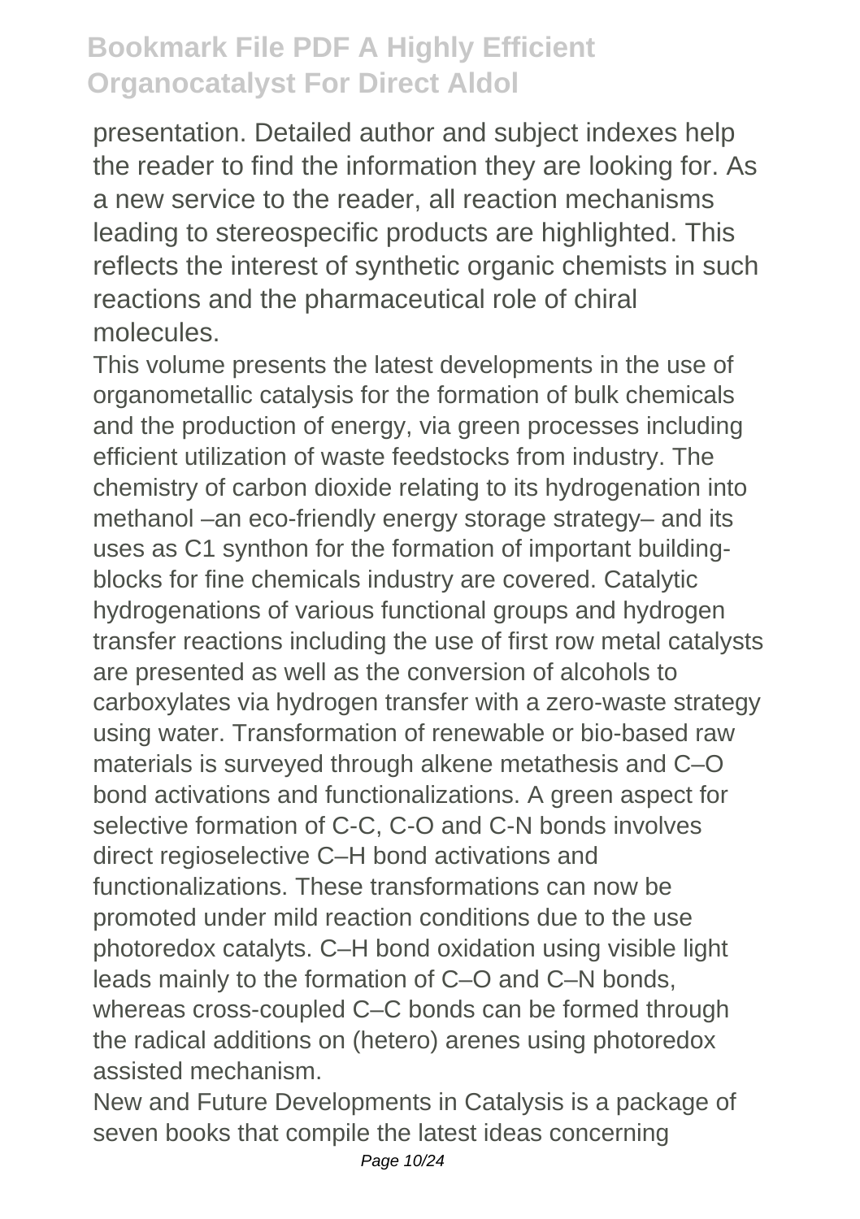presentation. Detailed author and subject indexes help the reader to find the information they are looking for. As a new service to the reader, all reaction mechanisms leading to stereospecific products are highlighted. This reflects the interest of synthetic organic chemists in such reactions and the pharmaceutical role of chiral molecules.

This volume presents the latest developments in the use of organometallic catalysis for the formation of bulk chemicals and the production of energy, via green processes including efficient utilization of waste feedstocks from industry. The chemistry of carbon dioxide relating to its hydrogenation into methanol –an eco-friendly energy storage strategy– and its uses as C1 synthon for the formation of important building-blocks for fine chemicals industry are covered. Catalytic hydrogenations of various functional groups and hydrogen transfer reactions including the use of first row metal catalysts are presented as well as the conversion of alcohols to carboxylates via hydrogen transfer with a zero-waste strategy using water. Transformation of renewable or bio-based raw materials is surveyed through alkene metathesis and C–O bond activations and functionalizations. A green aspect for selective formation of C-C, C-O and C-N bonds involves direct regioselective C–H bond activations and functionalizations. These transformations can now be promoted under mild reaction conditions due to the use photoredox catalyts. C–H bond oxidation using visible light leads mainly to the formation of C–O and C–N bonds, whereas cross-coupled C–C bonds can be formed through the radical additions on (hetero) arenes using photoredox assisted mechanism.

New and Future Developments in Catalysis is a package of seven books that compile the latest ideas concerning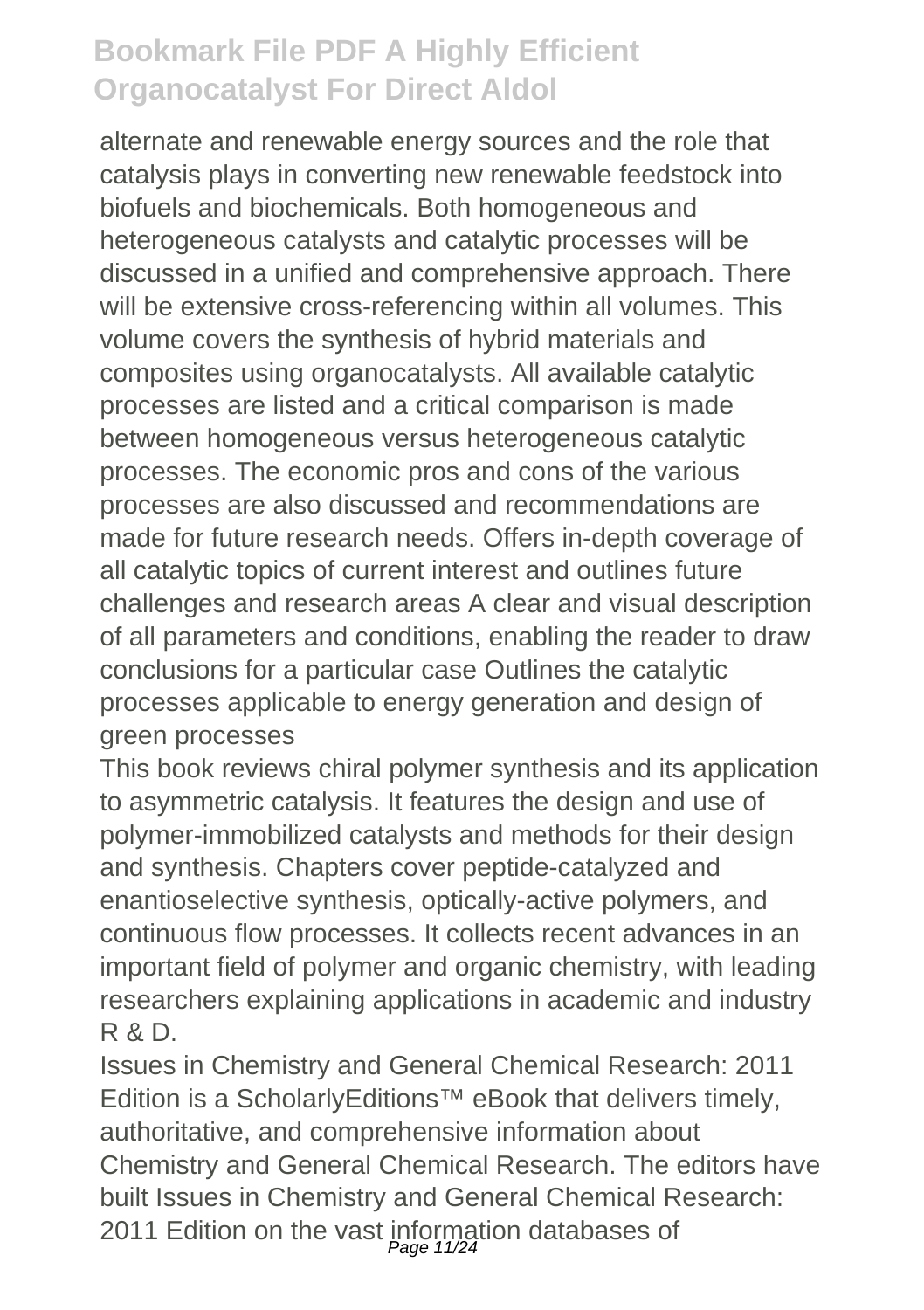alternate and renewable energy sources and the role that catalysis plays in converting new renewable feedstock into biofuels and biochemicals. Both homogeneous and heterogeneous catalysts and catalytic processes will be discussed in a unified and comprehensive approach. There will be extensive cross-referencing within all volumes. This volume covers the synthesis of hybrid materials and composites using organocatalysts. All available catalytic processes are listed and a critical comparison is made between homogeneous versus heterogeneous catalytic processes. The economic pros and cons of the various processes are also discussed and recommendations are made for future research needs. Offers in-depth coverage of all catalytic topics of current interest and outlines future challenges and research areas A clear and visual description of all parameters and conditions, enabling the reader to draw conclusions for a particular case Outlines the catalytic processes applicable to energy generation and design of green processes

This book reviews chiral polymer synthesis and its application to asymmetric catalysis. It features the design and use of polymer-immobilized catalysts and methods for their design and synthesis. Chapters cover peptide-catalyzed and enantioselective synthesis, optically-active polymers, and continuous flow processes. It collects recent advances in an important field of polymer and organic chemistry, with leading researchers explaining applications in academic and industry R & D.

Issues in Chemistry and General Chemical Research: 2011 Edition is a ScholarlyEditions™ eBook that delivers timely, authoritative, and comprehensive information about Chemistry and General Chemical Research. The editors have built Issues in Chemistry and General Chemical Research: 2011 Edition on the vast information databases of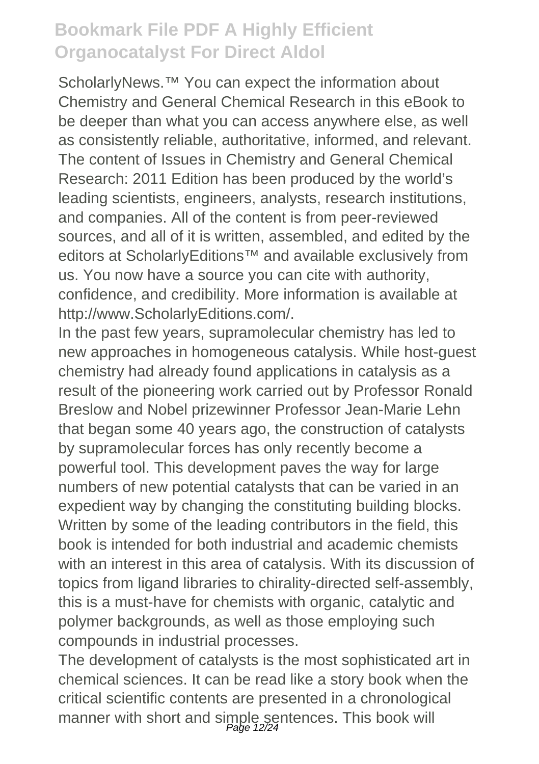ScholarlyNews.™ You can expect the information about Chemistry and General Chemical Research in this eBook to be deeper than what you can access anywhere else, as well as consistently reliable, authoritative, informed, and relevant. The content of Issues in Chemistry and General Chemical Research: 2011 Edition has been produced by the world's leading scientists, engineers, analysts, research institutions, and companies. All of the content is from peer-reviewed sources, and all of it is written, assembled, and edited by the editors at ScholarlyEditions™ and available exclusively from us. You now have a source you can cite with authority, confidence, and credibility. More information is available at http://www.ScholarlyEditions.com/.

In the past few years, supramolecular chemistry has led to new approaches in homogeneous catalysis. While host-guest chemistry had already found applications in catalysis as a result of the pioneering work carried out by Professor Ronald Breslow and Nobel prizewinner Professor Jean-Marie Lehn that began some 40 years ago, the construction of catalysts by supramolecular forces has only recently become a powerful tool. This development paves the way for large numbers of new potential catalysts that can be varied in an expedient way by changing the constituting building blocks. Written by some of the leading contributors in the field, this book is intended for both industrial and academic chemists with an interest in this area of catalysis. With its discussion of topics from ligand libraries to chirality-directed self-assembly, this is a must-have for chemists with organic, catalytic and polymer backgrounds, as well as those employing such compounds in industrial processes.

The development of catalysts is the most sophisticated art in chemical sciences. It can be read like a story book when the critical scientific contents are presented in a chronological manner with short and simple sentences. This book will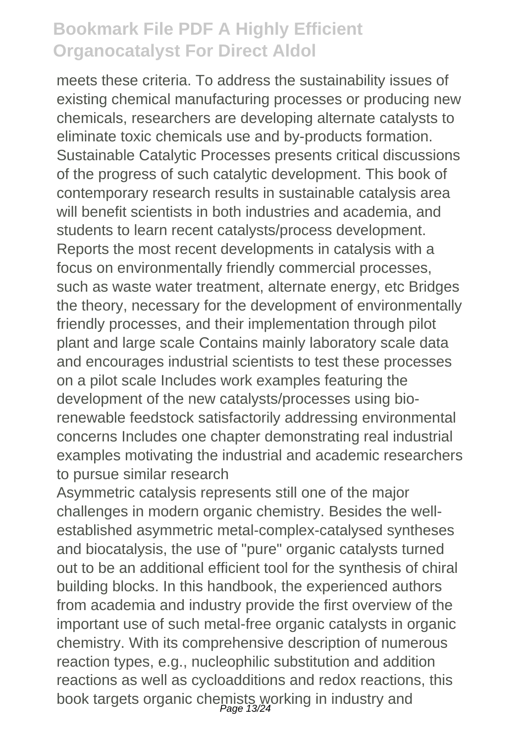meets these criteria. To address the sustainability issues of existing chemical manufacturing processes or producing new chemicals, researchers are developing alternate catalysts to eliminate toxic chemicals use and by-products formation. Sustainable Catalytic Processes presents critical discussions of the progress of such catalytic development. This book of contemporary research results in sustainable catalysis area will benefit scientists in both industries and academia, and students to learn recent catalysts/process development. Reports the most recent developments in catalysis with a focus on environmentally friendly commercial processes, such as waste water treatment, alternate energy, etc Bridges the theory, necessary for the development of environmentally friendly processes, and their implementation through pilot plant and large scale Contains mainly laboratory scale data and encourages industrial scientists to test these processes on a pilot scale Includes work examples featuring the development of the new catalysts/processes using bio-renewable feedstock satisfactorily addressing environmental concerns Includes one chapter demonstrating real industrial examples motivating the industrial and academic researchers to pursue similar research

Asymmetric catalysis represents still one of the major challenges in modern organic chemistry. Besides the well-established asymmetric metal-complex-catalysed syntheses and biocatalysis, the use of "pure" organic catalysts turned out to be an additional efficient tool for the synthesis of chiral building blocks. In this handbook, the experienced authors from academia and industry provide the first overview of the important use of such metal-free organic catalysts in organic chemistry. With its comprehensive description of numerous reaction types, e.g., nucleophilic substitution and addition reactions as well as cycloadditions and redox reactions, this book targets organic chemists working in industry and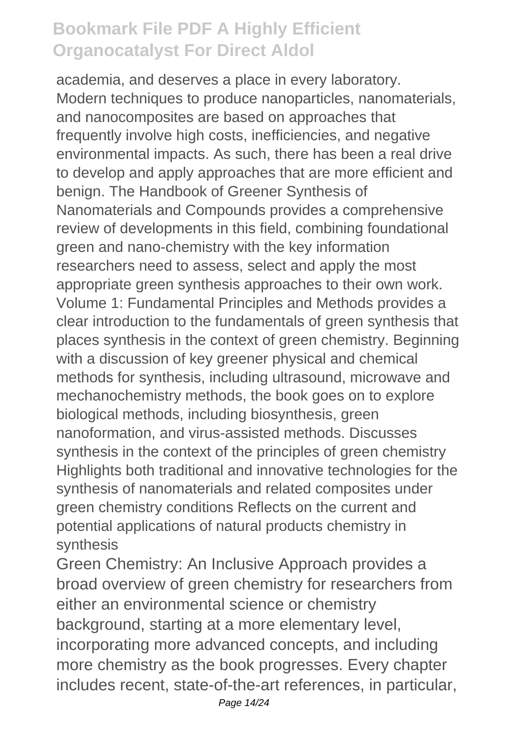academia, and deserves a place in every laboratory. Modern techniques to produce nanoparticles, nanomaterials, and nanocomposites are based on approaches that frequently involve high costs, inefficiencies, and negative environmental impacts. As such, there has been a real drive to develop and apply approaches that are more efficient and benign. The Handbook of Greener Synthesis of Nanomaterials and Compounds provides a comprehensive review of developments in this field, combining foundational green and nano-chemistry with the key information researchers need to assess, select and apply the most appropriate green synthesis approaches to their own work. Volume 1: Fundamental Principles and Methods provides a clear introduction to the fundamentals of green synthesis that places synthesis in the context of green chemistry. Beginning with a discussion of key greener physical and chemical methods for synthesis, including ultrasound, microwave and mechanochemistry methods, the book goes on to explore biological methods, including biosynthesis, green nanoformation, and virus-assisted methods. Discusses synthesis in the context of the principles of green chemistry Highlights both traditional and innovative technologies for the synthesis of nanomaterials and related composites under green chemistry conditions Reflects on the current and potential applications of natural products chemistry in synthesis

Green Chemistry: An Inclusive Approach provides a broad overview of green chemistry for researchers from either an environmental science or chemistry background, starting at a more elementary level, incorporating more advanced concepts, and including more chemistry as the book progresses. Every chapter includes recent, state-of-the-art references, in particular,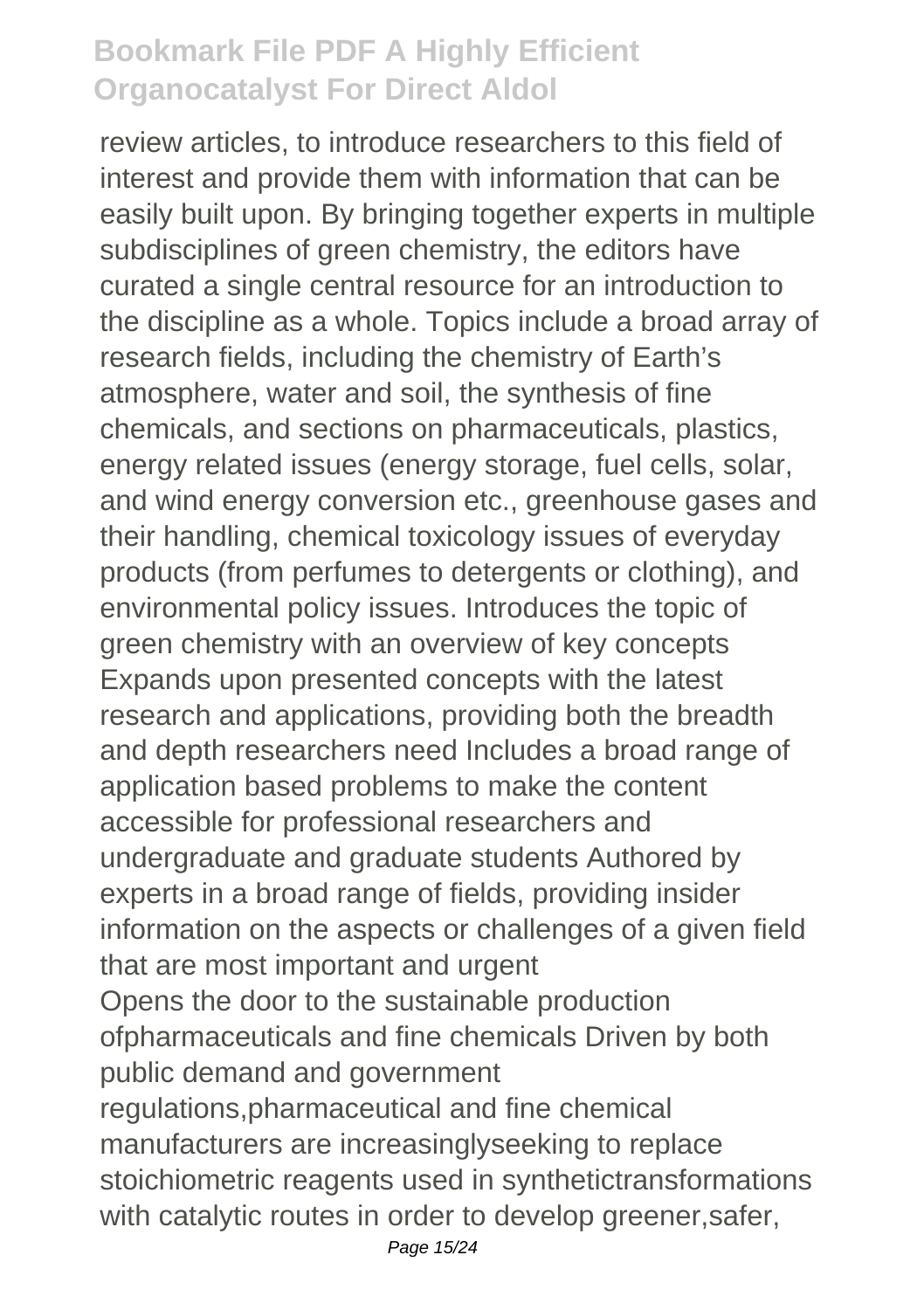review articles, to introduce researchers to this field of interest and provide them with information that can be easily built upon. By bringing together experts in multiple subdisciplines of green chemistry, the editors have curated a single central resource for an introduction to the discipline as a whole. Topics include a broad array of research fields, including the chemistry of Earth's atmosphere, water and soil, the synthesis of fine chemicals, and sections on pharmaceuticals, plastics, energy related issues (energy storage, fuel cells, solar, and wind energy conversion etc., greenhouse gases and their handling, chemical toxicology issues of everyday products (from perfumes to detergents or clothing), and environmental policy issues. Introduces the topic of green chemistry with an overview of key concepts Expands upon presented concepts with the latest research and applications, providing both the breadth and depth researchers need Includes a broad range of application based problems to make the content accessible for professional researchers and undergraduate and graduate students Authored by experts in a broad range of fields, providing insider information on the aspects or challenges of a given field that are most important and urgent

Opens the door to the sustainable production ofpharmaceuticals and fine chemicals Driven by both public demand and government regulations,pharmaceutical and fine chemical manufacturers are increasinglyseeking to replace stoichiometric reagents used in synthetictransformations with catalytic routes in order to develop greener,safer,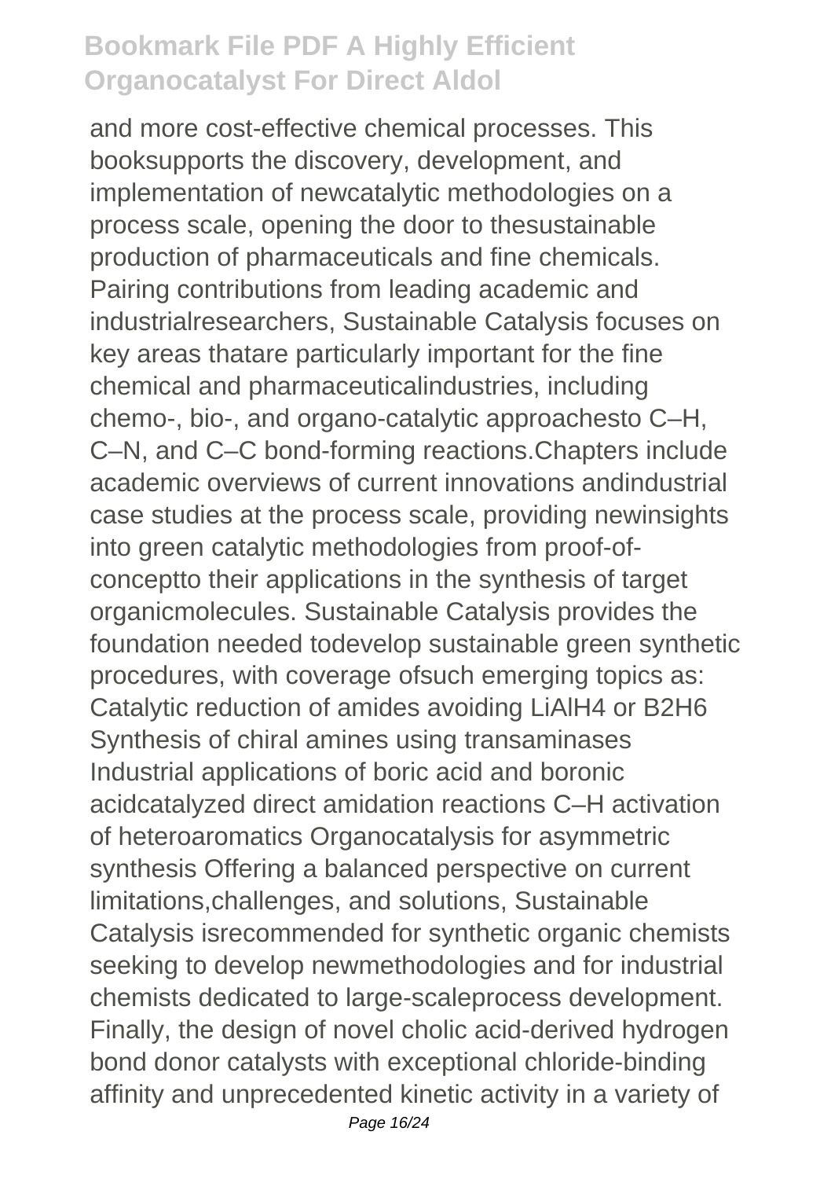and more cost-effective chemical processes. This booksupports the discovery, development, and implementation of newcatalytic methodologies on a process scale, opening the door to thesustainable production of pharmaceuticals and fine chemicals. Pairing contributions from leading academic and industrialresearchers, Sustainable Catalysis focuses on key areas thatare particularly important for the fine chemical and pharmaceuticalindustries, including chemo-, bio-, and organo-catalytic approachesto C–H, C–N, and C–C bond-forming reactions.Chapters include academic overviews of current innovations andindustrial case studies at the process scale, providing newinsights into green catalytic methodologies from proof-of-conceptto their applications in the synthesis of target organicmolecules. Sustainable Catalysis provides the foundation needed todevelop sustainable green synthetic procedures, with coverage ofsuch emerging topics as: Catalytic reduction of amides avoiding $LiAlH_4$ or $B_2H_6$ Synthesis of chiral amines using transaminases Industrial applications of boric acid and boronic acidcatalyzed direct amidation reactions C–H activation of heteroaromatics Organocatalysis for asymmetric synthesis Offering a balanced perspective on current limitations,challenges, and solutions, Sustainable Catalysis isrecommended for synthetic organic chemists seeking to develop newmethodologies and for industrial chemists dedicated to large-scaleprocess development. Finally, the design of novel cholic acid-derived hydrogen bond donor catalysts with exceptional chloride-binding affinity and unprecedented kinetic activity in a variety of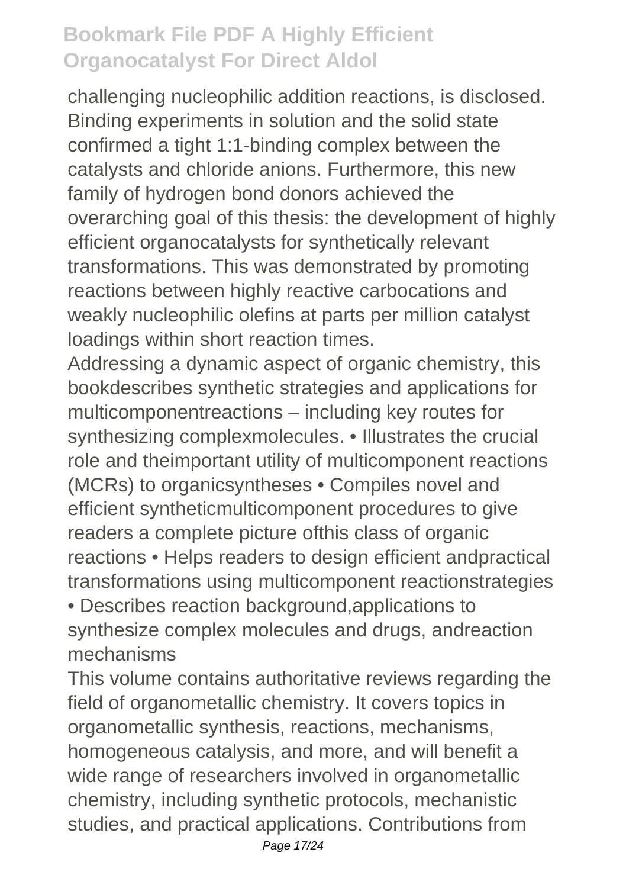challenging nucleophilic addition reactions, is disclosed. Binding experiments in solution and the solid state confirmed a tight 1:1-binding complex between the catalysts and chloride anions. Furthermore, this new family of hydrogen bond donors achieved the overarching goal of this thesis: the development of highly efficient organocatalysts for synthetically relevant transformations. This was demonstrated by promoting reactions between highly reactive carbocations and weakly nucleophilic olefins at parts per million catalyst loadings within short reaction times.

Addressing a dynamic aspect of organic chemistry, this bookdescribes synthetic strategies and applications for multicomponentreactions – including key routes for synthesizing complexmolecules. • Illustrates the crucial role and theimportant utility of multicomponent reactions (MCRs) to organicsyntheses • Compiles novel and efficient syntheticmulticomponent procedures to give readers a complete picture ofthis class of organic reactions • Helps readers to design efficient andpractical transformations using multicomponent reactionstrategies • Describes reaction background,applications to synthesize complex molecules and drugs, andreaction mechanisms

This volume contains authoritative reviews regarding the field of organometallic chemistry. It covers topics in organometallic synthesis, reactions, mechanisms, homogeneous catalysis, and more, and will benefit a wide range of researchers involved in organometallic chemistry, including synthetic protocols, mechanistic studies, and practical applications. Contributions from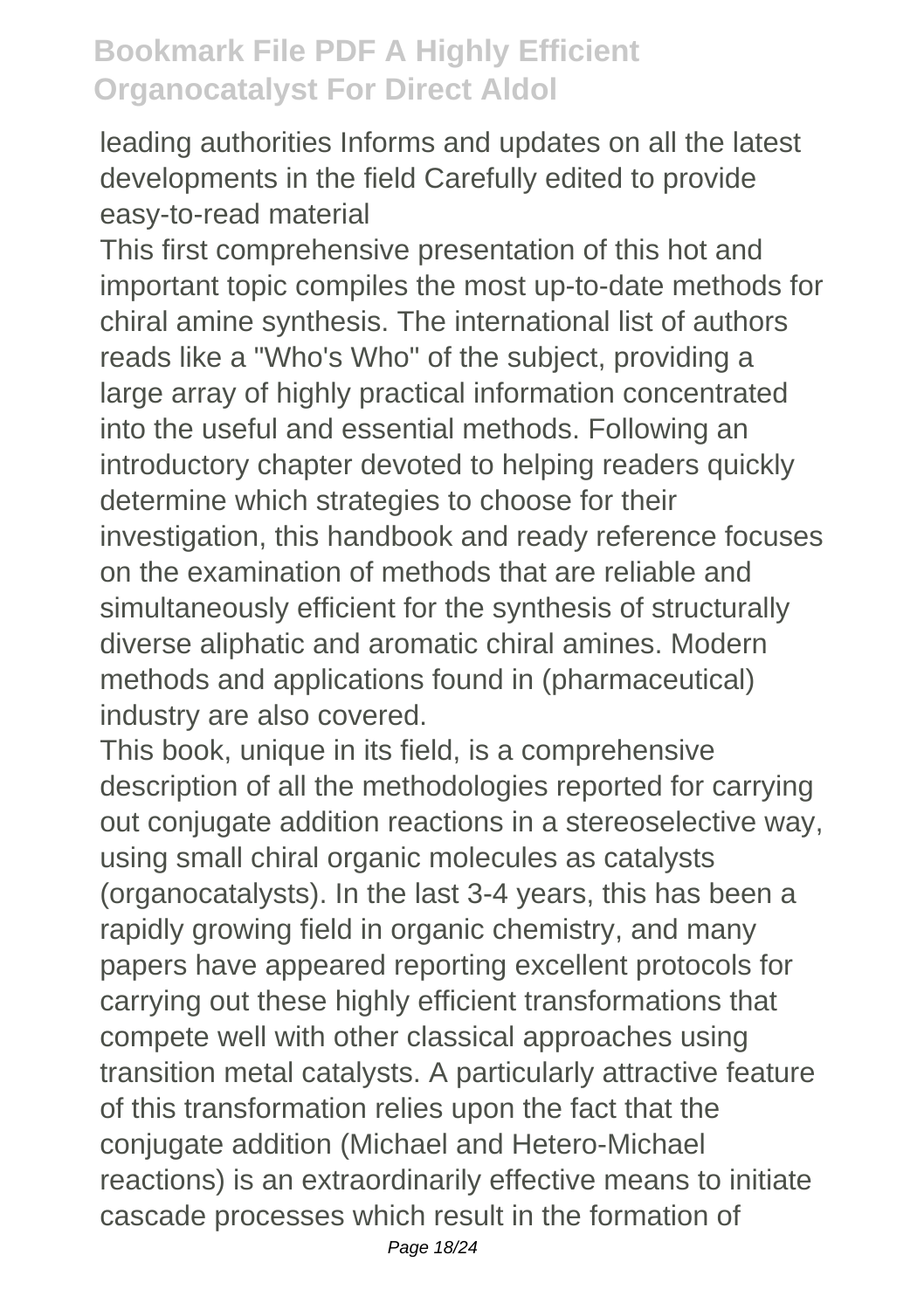leading authorities Informs and updates on all the latest developments in the field Carefully edited to provide easy-to-read material

This first comprehensive presentation of this hot and important topic compiles the most up-to-date methods for chiral amine synthesis. The international list of authors reads like a "Who's Who" of the subject, providing a large array of highly practical information concentrated into the useful and essential methods. Following an introductory chapter devoted to helping readers quickly determine which strategies to choose for their investigation, this handbook and ready reference focuses on the examination of methods that are reliable and simultaneously efficient for the synthesis of structurally diverse aliphatic and aromatic chiral amines. Modern methods and applications found in (pharmaceutical) industry are also covered.

This book, unique in its field, is a comprehensive description of all the methodologies reported for carrying out conjugate addition reactions in a stereoselective way, using small chiral organic molecules as catalysts (organocatalysts). In the last 3-4 years, this has been a rapidly growing field in organic chemistry, and many papers have appeared reporting excellent protocols for carrying out these highly efficient transformations that compete well with other classical approaches using transition metal catalysts. A particularly attractive feature of this transformation relies upon the fact that the conjugate addition (Michael and Hetero-Michael reactions) is an extraordinarily effective means to initiate cascade processes which result in the formation of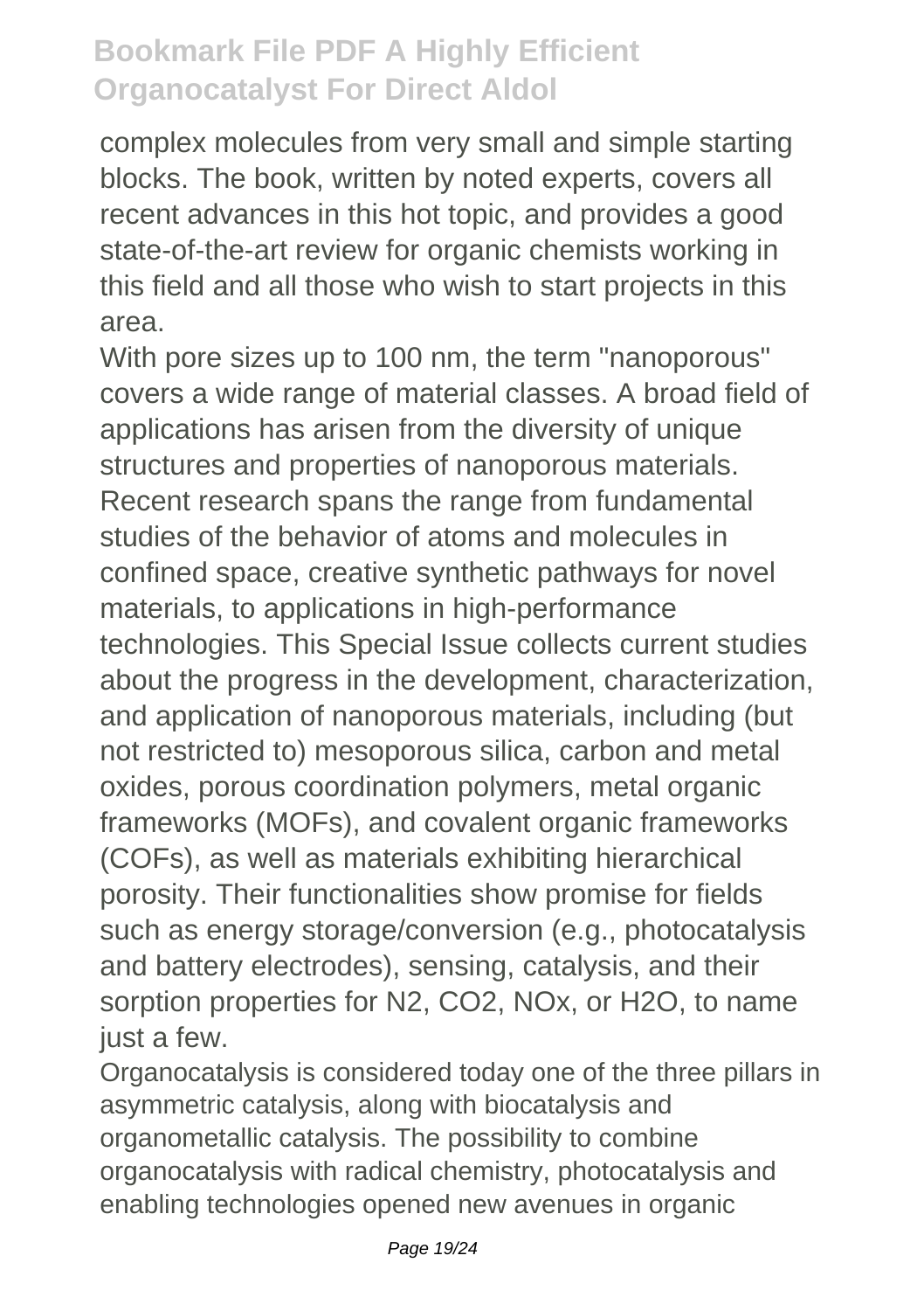complex molecules from very small and simple starting blocks. The book, written by noted experts, covers all recent advances in this hot topic, and provides a good state-of-the-art review for organic chemists working in this field and all those who wish to start projects in this area.

With pore sizes up to 100 nm, the term "nanoporous" covers a wide range of material classes. A broad field of applications has arisen from the diversity of unique structures and properties of nanoporous materials. Recent research spans the range from fundamental studies of the behavior of atoms and molecules in confined space, creative synthetic pathways for novel materials, to applications in high-performance technologies. This Special Issue collects current studies about the progress in the development, characterization, and application of nanoporous materials, including (but not restricted to) mesoporous silica, carbon and metal oxides, porous coordination polymers, metal organic frameworks (MOFs), and covalent organic frameworks (COFs), as well as materials exhibiting hierarchical porosity. Their functionalities show promise for fields such as energy storage/conversion (e.g., photocatalysis and battery electrodes), sensing, catalysis, and their sorption properties for $N_2$, $CO_2$, $NO_x$, or $H_2O$, to name just a few.

Organocatalysis is considered today one of the three pillars in asymmetric catalysis, along with biocatalysis and organometallic catalysis. The possibility to combine organocatalysis with radical chemistry, photocatalysis and enabling technologies opened new avenues in organic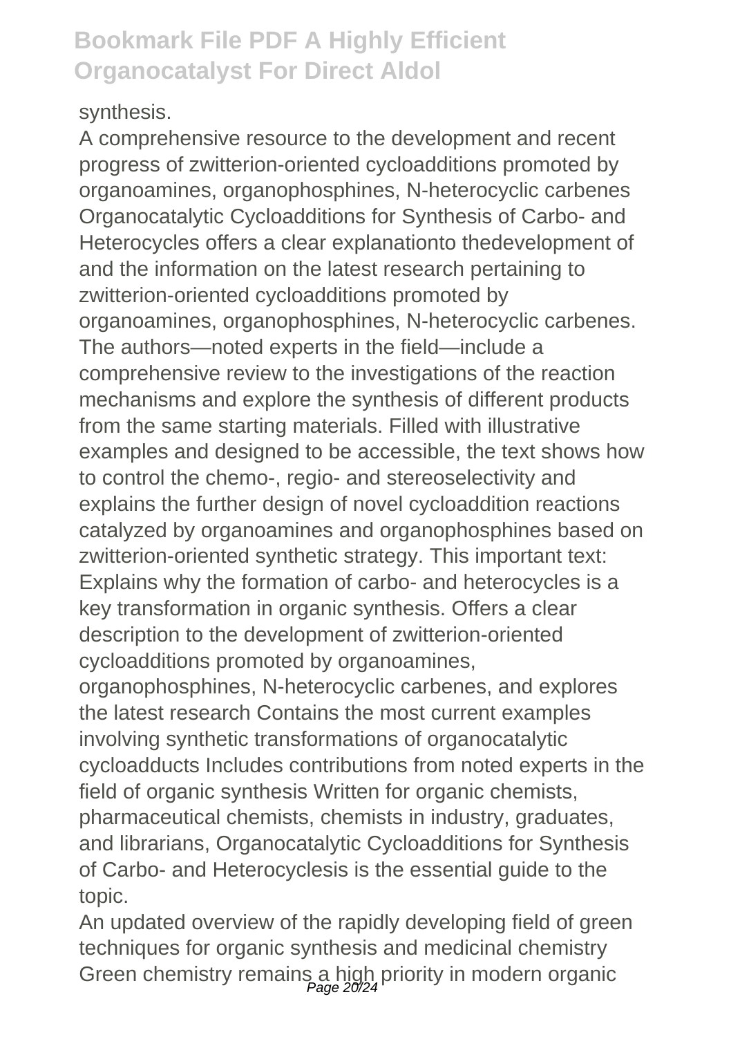synthesis.

A comprehensive resource to the development and recent progress of zwitterion-oriented cycloadditions promoted by organoamines, organophosphines, N-heterocyclic carbenes Organocatalytic Cycloadditions for Synthesis of Carbo- and Heterocycles offers a clear explanationto thedevelopment of and the information on the latest research pertaining to zwitterion-oriented cycloadditions promoted by organoamines, organophosphines, N-heterocyclic carbenes. The authors—noted experts in the field—include a comprehensive review to the investigations of the reaction mechanisms and explore the synthesis of different products from the same starting materials. Filled with illustrative examples and designed to be accessible, the text shows how to control the chemo-, regio- and stereoselectivity and explains the further design of novel cycloaddition reactions catalyzed by organoamines and organophosphines based on zwitterion-oriented synthetic strategy. This important text: Explains why the formation of carbo- and heterocycles is a key transformation in organic synthesis. Offers a clear description to the development of zwitterion-oriented cycloadditions promoted by organoamines, organophosphines, N-heterocyclic carbenes, and explores the latest research Contains the most current examples involving synthetic transformations of organocatalytic cycloadducts Includes contributions from noted experts in the field of organic synthesis Written for organic chemists, pharmaceutical chemists, chemists in industry, graduates, and librarians, Organocatalytic Cycloadditions for Synthesis of Carbo- and Heterocyclesis is the essential guide to the topic.

An updated overview of the rapidly developing field of green techniques for organic synthesis and medicinal chemistry Green chemistry remains a high priority in modern organic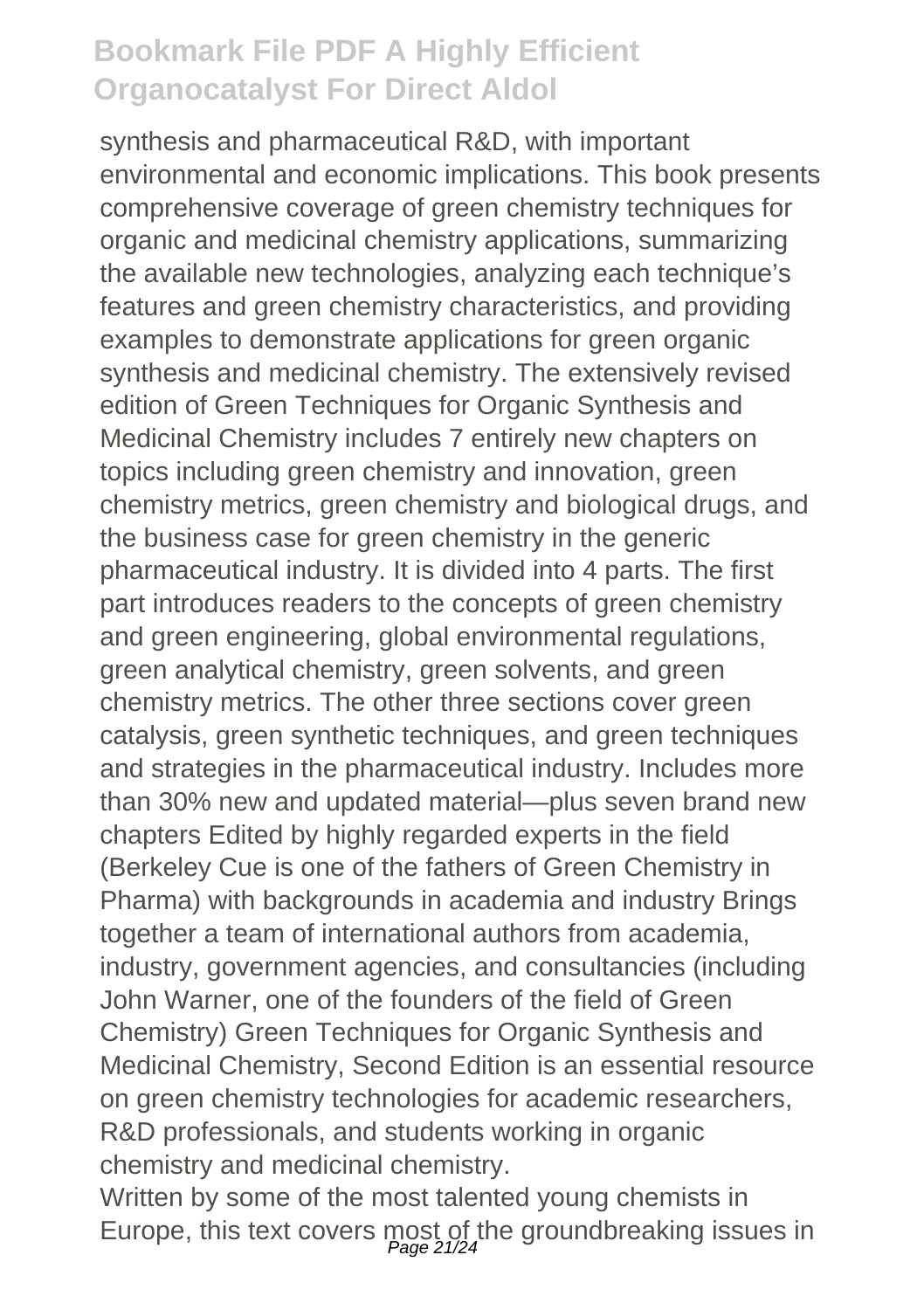synthesis and pharmaceutical R&D, with important environmental and economic implications. This book presents comprehensive coverage of green chemistry techniques for organic and medicinal chemistry applications, summarizing the available new technologies, analyzing each technique's features and green chemistry characteristics, and providing examples to demonstrate applications for green organic synthesis and medicinal chemistry. The extensively revised edition of Green Techniques for Organic Synthesis and Medicinal Chemistry includes 7 entirely new chapters on topics including green chemistry and innovation, green chemistry metrics, green chemistry and biological drugs, and the business case for green chemistry in the generic pharmaceutical industry. It is divided into 4 parts. The first part introduces readers to the concepts of green chemistry and green engineering, global environmental regulations, green analytical chemistry, green solvents, and green chemistry metrics. The other three sections cover green catalysis, green synthetic techniques, and green techniques and strategies in the pharmaceutical industry. Includes more than 30% new and updated material—plus seven brand new chapters Edited by highly regarded experts in the field (Berkeley Cue is one of the fathers of Green Chemistry in Pharma) with backgrounds in academia and industry Brings together a team of international authors from academia, industry, government agencies, and consultancies (including John Warner, one of the founders of the field of Green Chemistry) Green Techniques for Organic Synthesis and Medicinal Chemistry, Second Edition is an essential resource on green chemistry technologies for academic researchers, R&D professionals, and students working in organic chemistry and medicinal chemistry.

Written by some of the most talented young chemists in Europe, this text covers most of the groundbreaking issues in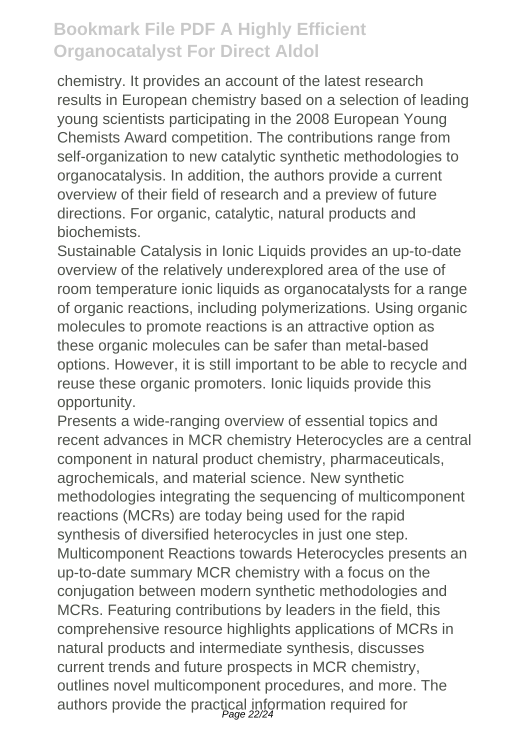chemistry. It provides an account of the latest research results in European chemistry based on a selection of leading young scientists participating in the 2008 European Young Chemists Award competition. The contributions range from self-organization to new catalytic synthetic methodologies to organocatalysis. In addition, the authors provide a current overview of their field of research and a preview of future directions. For organic, catalytic, natural products and biochemists.

Sustainable Catalysis in Ionic Liquids provides an up-to-date overview of the relatively underexplored area of the use of room temperature ionic liquids as organocatalysts for a range of organic reactions, including polymerizations. Using organic molecules to promote reactions is an attractive option as these organic molecules can be safer than metal-based options. However, it is still important to be able to recycle and reuse these organic promoters. Ionic liquids provide this opportunity.

Presents a wide-ranging overview of essential topics and recent advances in MCR chemistry Heterocycles are a central component in natural product chemistry, pharmaceuticals, agrochemicals, and material science. New synthetic methodologies integrating the sequencing of multicomponent reactions (MCRs) are today being used for the rapid synthesis of diversified heterocycles in just one step. Multicomponent Reactions towards Heterocycles presents an up-to-date summary MCR chemistry with a focus on the conjugation between modern synthetic methodologies and MCRs. Featuring contributions by leaders in the field, this comprehensive resource highlights applications of MCRs in natural products and intermediate synthesis, discusses current trends and future prospects in MCR chemistry, outlines novel multicomponent procedures, and more. The authors provide the practical information required for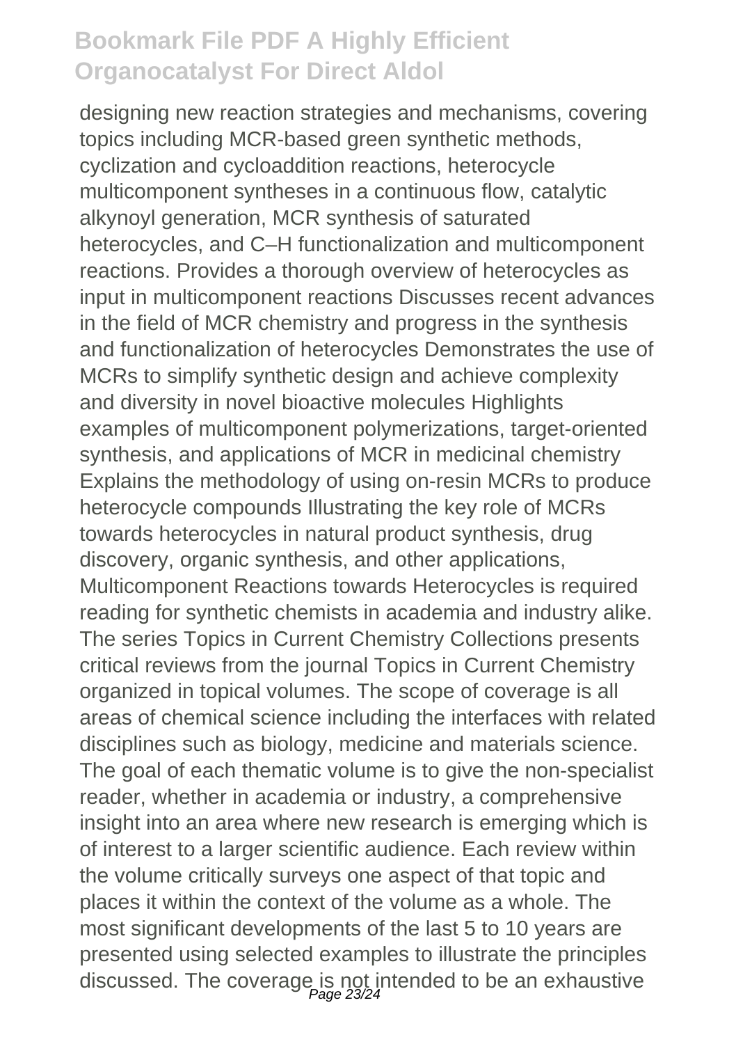designing new reaction strategies and mechanisms, covering topics including MCR-based green synthetic methods, cyclization and cycloaddition reactions, heterocycle multicomponent syntheses in a continuous flow, catalytic alkynoyl generation, MCR synthesis of saturated heterocycles, and C–H functionalization and multicomponent reactions. Provides a thorough overview of heterocycles as input in multicomponent reactions Discusses recent advances in the field of MCR chemistry and progress in the synthesis and functionalization of heterocycles Demonstrates the use of MCRs to simplify synthetic design and achieve complexity and diversity in novel bioactive molecules Highlights examples of multicomponent polymerizations, target-oriented synthesis, and applications of MCR in medicinal chemistry Explains the methodology of using on-resin MCRs to produce heterocycle compounds Illustrating the key role of MCRs towards heterocycles in natural product synthesis, drug discovery, organic synthesis, and other applications, Multicomponent Reactions towards Heterocycles is required reading for synthetic chemists in academia and industry alike. The series Topics in Current Chemistry Collections presents critical reviews from the journal Topics in Current Chemistry organized in topical volumes. The scope of coverage is all areas of chemical science including the interfaces with related disciplines such as biology, medicine and materials science. The goal of each thematic volume is to give the non-specialist reader, whether in academia or industry, a comprehensive insight into an area where new research is emerging which is of interest to a larger scientific audience. Each review within the volume critically surveys one aspect of that topic and places it within the context of the volume as a whole. The most significant developments of the last 5 to 10 years are presented using selected examples to illustrate the principles discussed. The coverage is not intended to be an exhaustive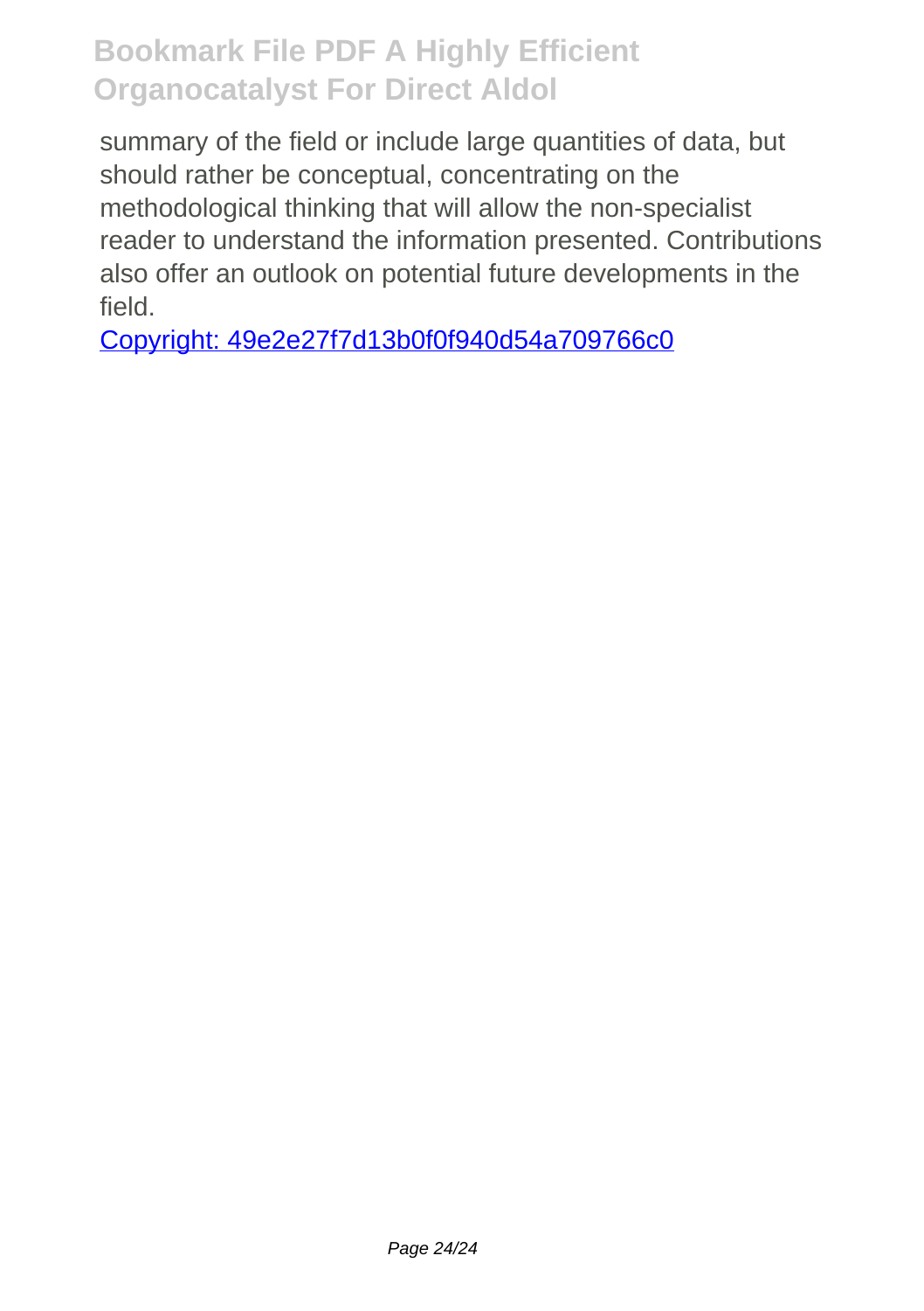summary of the field or include large quantities of data, but should rather be conceptual, concentrating on the methodological thinking that will allow the non-specialist reader to understand the information presented. Contributions also offer an outlook on potential future developments in the field.

Copyright: 49e2e27f7d13b0f0f940d54a709766c0